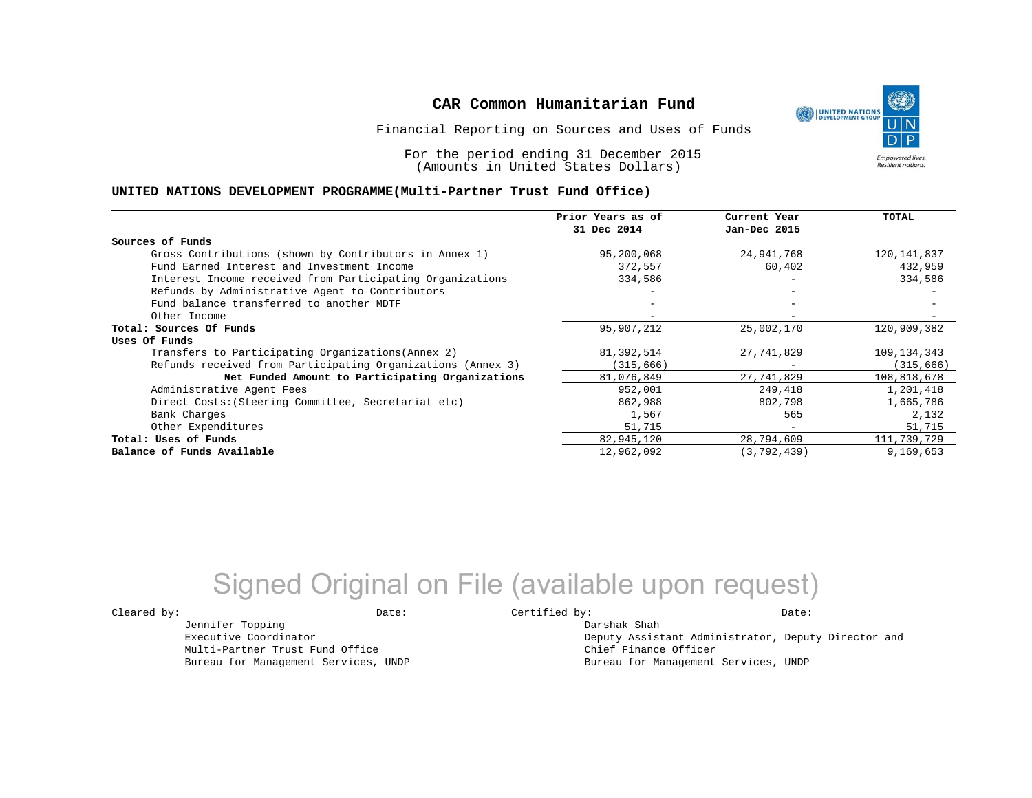# CAR Common Humanitarian Fund

Financial Reporting on Sources and Uses of Funds

For the period ending 31 December 2015
(Amounts in United States Dollars)

**UNITED NATIONS DEVELOPMENT PROGRAMME(Multi-Partner Trust Fund Office)**

| | Prior Years as of 31 Dec 2014 | Current Year Jan-Dec 2015 | TOTAL |
|---|---|---|---|
| **Sources of Funds** | | | |
| Gross Contributions (shown by Contributors in Annex 1) | 95,200,068 | 24,941,768 | 120,141,837 |
| Fund Earned Interest and Investment Income | 372,557 | 60,402 | 432,959 |
| Interest Income received from Participating Organizations | 334,586 | - | 334,586 |
| Refunds by Administrative Agent to Contributors | - | - | - |
| Fund balance transferred to another MDTF | - | - | - |
| Other Income | - | - | - |
| **Total: Sources Of Funds** | 95,907,212 | 25,002,170 | 120,909,382 |
| **Uses Of Funds** | | | |
| Transfers to Participating Organizations(Annex 2) | 81,392,514 | 27,741,829 | 109,134,343 |
| Refunds received from Participating Organizations (Annex 3) | (315,666) | - | (315,666) |
| **Net Funded Amount to Participating Organizations** | 81,076,849 | 27,741,829 | 108,818,678 |
| Administrative Agent Fees | 952,001 | 249,418 | 1,201,418 |
| Direct Costs:(Steering Committee, Secretariat etc) | 862,988 | 802,798 | 1,665,786 |
| Bank Charges | 1,567 | 565 | 2,132 |
| Other Expenditures | 51,715 | - | 51,715 |
| **Total: Uses of Funds** | 82,945,120 | 28,794,609 | 111,739,729 |
| **Balance of Funds Available** | 12,962,092 | (3,792,439) | 9,169,653 |

Signed Original on File (available upon request)

Cleared by: \_\_\_\_\_\_\_\_\_\_\_\_\_\_\_\_\_\_ Date: \_\_\_\_\_\_\_\_
Jennifer Topping
Executive Coordinator
Multi-Partner Trust Fund Office
Bureau for Management Services, UNDP

Certified by: \_\_\_\_\_\_\_\_\_\_\_\_\_\_\_\_\_\_ Date: \_\_\_\_\_\_\_\_
Darshak Shah
Deputy Assistant Administrator, Deputy Director and Chief Finance Officer
Bureau for Management Services, UNDP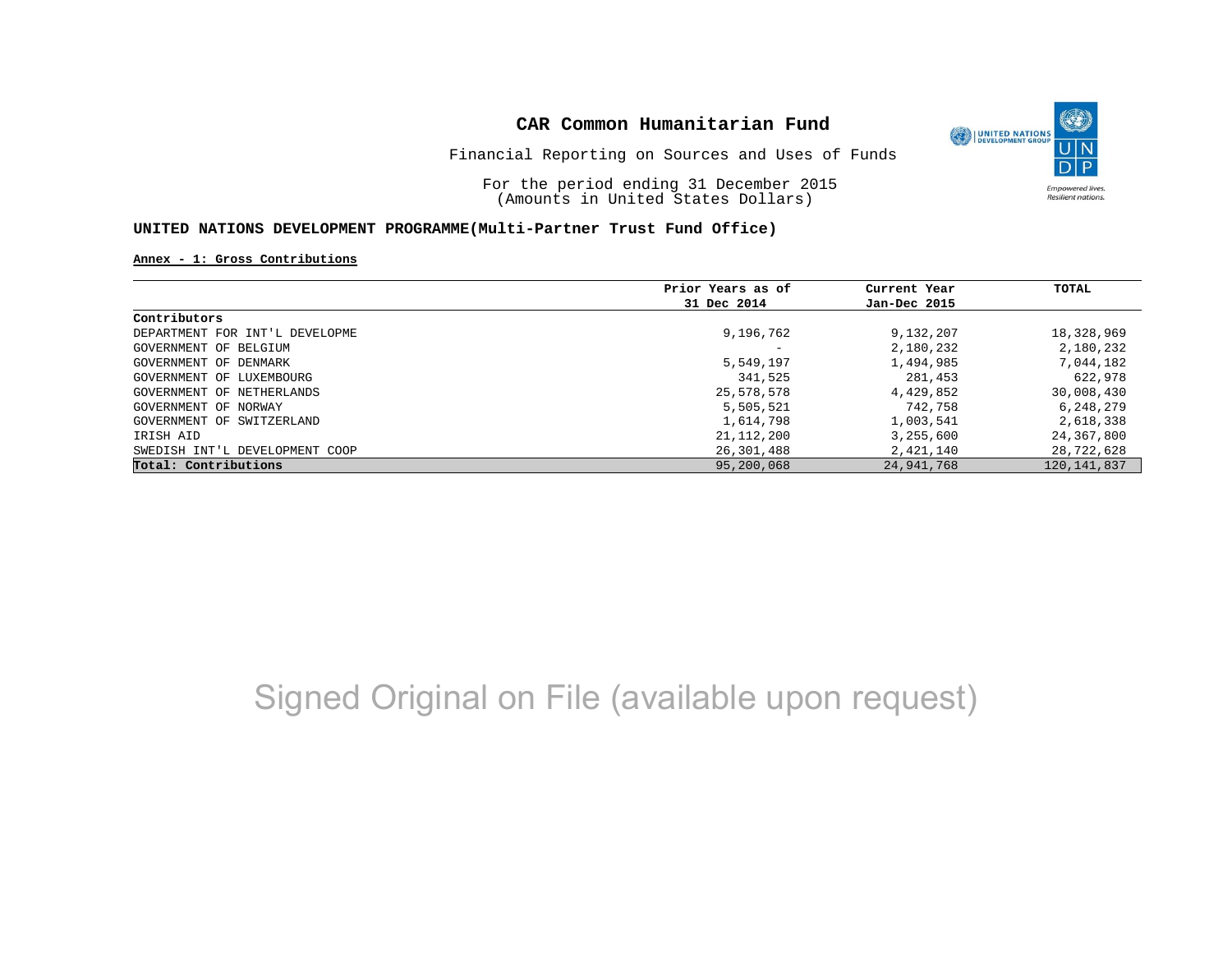# CAR Common Humanitarian Fund

Financial Reporting on Sources and Uses of Funds

For the period ending 31 December 2015
(Amounts in United States Dollars)

**UNITED NATIONS DEVELOPMENT PROGRAMME(Multi-Partner Trust Fund Office)**

**Annex - 1: Gross Contributions**

| Contributors | Prior Years as of 31 Dec 2014 | Current Year Jan-Dec 2015 | TOTAL |
|---|---|---|---|
| DEPARTMENT FOR INT'L DEVELOPME | 9,196,762 | 9,132,207 | 18,328,969 |
| GOVERNMENT OF BELGIUM | - | 2,180,232 | 2,180,232 |
| GOVERNMENT OF DENMARK | 5,549,197 | 1,494,985 | 7,044,182 |
| GOVERNMENT OF LUXEMBOURG | 341,525 | 281,453 | 622,978 |
| GOVERNMENT OF NETHERLANDS | 25,578,578 | 4,429,852 | 30,008,430 |
| GOVERNMENT OF NORWAY | 5,505,521 | 742,758 | 6,248,279 |
| GOVERNMENT OF SWITZERLAND | 1,614,798 | 1,003,541 | 2,618,338 |
| IRISH AID | 21,112,200 | 3,255,600 | 24,367,800 |
| SWEDISH INT'L DEVELOPMENT COOP | 26,301,488 | 2,421,140 | 28,722,628 |
| **Total: Contributions** | 95,200,068 | 24,941,768 | 120,141,837 |

Signed Original on File (available upon request)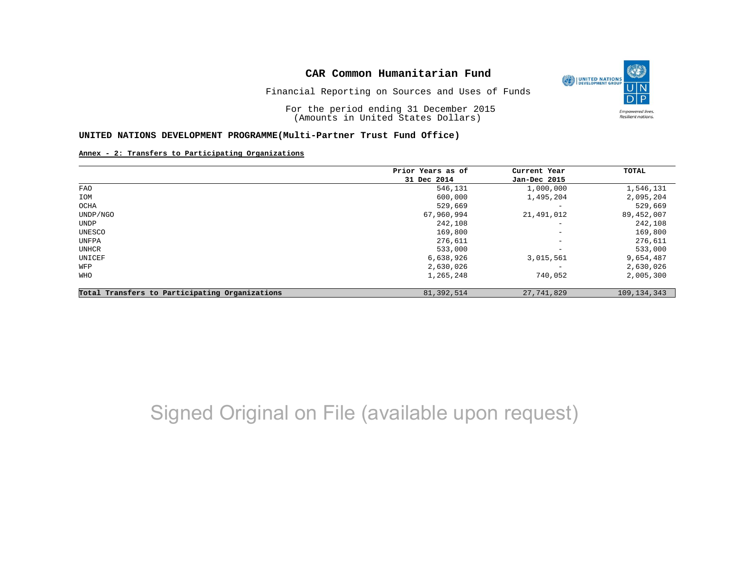# CAR Common Humanitarian Fund

Financial Reporting on Sources and Uses of Funds

For the period ending 31 December 2015
(Amounts in United States Dollars)

**UNITED NATIONS DEVELOPMENT PROGRAMME(Multi-Partner Trust Fund Office)**

**Annex - 2: Transfers to Participating Organizations**

| | Prior Years as of 31 Dec 2014 | Current Year Jan-Dec 2015 | TOTAL |
|---|---|---|---|
| FAO | 546,131 | 1,000,000 | 1,546,131 |
| IOM | 600,000 | 1,495,204 | 2,095,204 |
| OCHA | 529,669 | - | 529,669 |
| UNDP/NGO | 67,960,994 | 21,491,012 | 89,452,007 |
| UNDP | 242,108 | - | 242,108 |
| UNESCO | 169,800 | - | 169,800 |
| UNFPA | 276,611 | - | 276,611 |
| UNHCR | 533,000 | - | 533,000 |
| UNICEF | 6,638,926 | 3,015,561 | 9,654,487 |
| WFP | 2,630,026 | - | 2,630,026 |
| WHO | 1,265,248 | 740,052 | 2,005,300 |
| **Total Transfers to Participating Organizations** | 81,392,514 | 27,741,829 | 109,134,343 |

Signed Original on File (available upon request)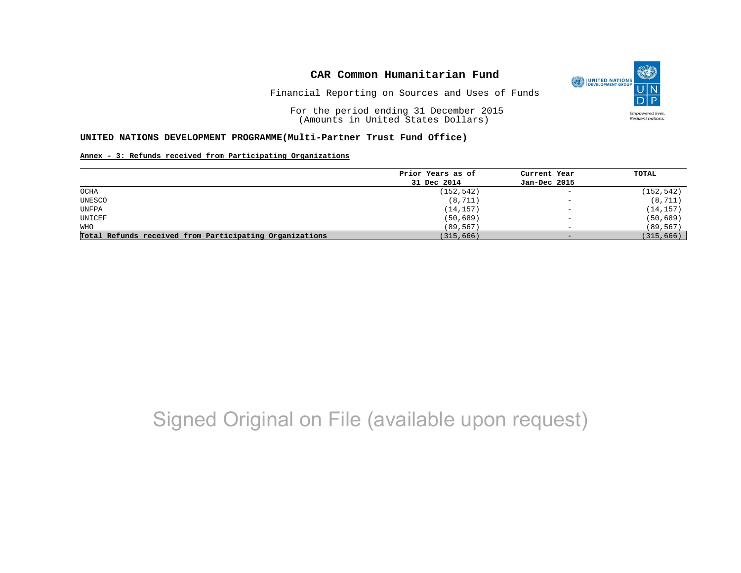# CAR Common Humanitarian Fund

Financial Reporting on Sources and Uses of Funds

For the period ending 31 December 2015
(Amounts in United States Dollars)

**UNITED NATIONS DEVELOPMENT PROGRAMME(Multi-Partner Trust Fund Office)**

**Annex - 3: Refunds received from Participating Organizations**

| | Prior Years as of 31 Dec 2014 | Current Year Jan-Dec 2015 | TOTAL |
|---|---|---|---|
| OCHA | (152,542) | - | (152,542) |
| UNESCO | (8,711) | - | (8,711) |
| UNFPA | (14,157) | - | (14,157) |
| UNICEF | (50,689) | - | (50,689) |
| WHO | (89,567) | - | (89,567) |
| **Total Refunds received from Participating Organizations** | (315,666) | - | (315,666) |

Signed Original on File (available upon request)